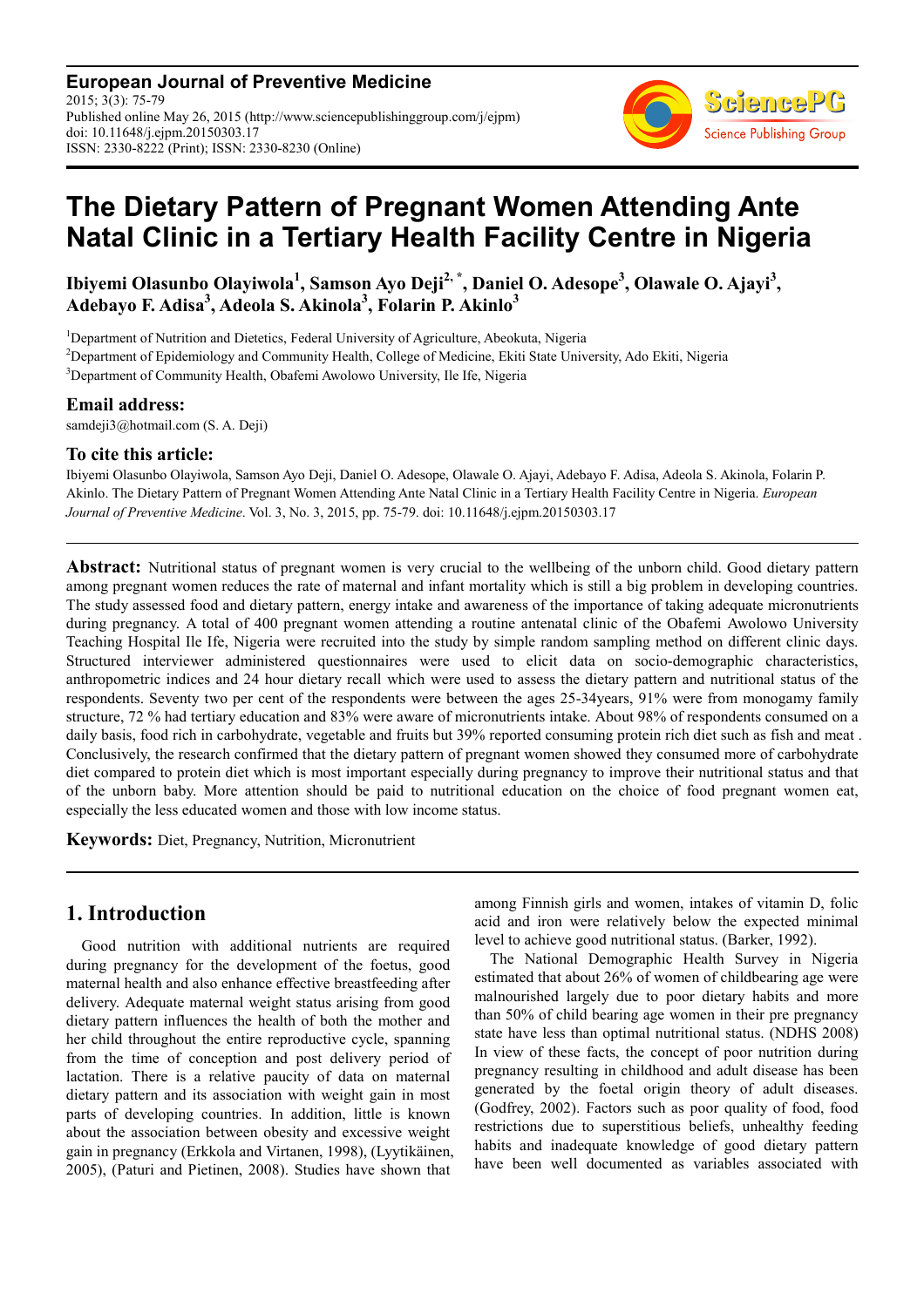**European Journal of Preventive Medicine**
2015; 3(3): 75-79
Published online May 26, 2015 (http://www.sciencepublishinggroup.com/j/ejpm)
doi: 10.11648/j.ejpm.20150303.17
ISSN: 2330-8222 (Print); ISSN: 2330-8230 (Online)

# The Dietary Pattern of Pregnant Women Attending Ante Natal Clinic in a Tertiary Health Facility Centre in Nigeria

**Ibiyemi Olasunbo Olayiwola[1], Samson Ayo Deji[2, *], Daniel O. Adesope[3], Olawale O. Ajayi[3], Adebayo F. Adisa[3], Adeola S. Akinola[3], Folarin P. Akinlo[3]**

[1]Department of Nutrition and Dietetics, Federal University of Agriculture, Abeokuta, Nigeria
[2]Department of Epidemiology and Community Health, College of Medicine, Ekiti State University, Ado Ekiti, Nigeria
[3]Department of Community Health, Obafemi Awolowo University, Ile Ife, Nigeria

### Email address:

samdeji3@hotmail.com (S. A. Deji)

### To cite this article:

Ibiyemi Olasunbo Olayiwola, Samson Ayo Deji, Daniel O. Adesope, Olawale O. Ajayi, Adebayo F. Adisa, Adeola S. Akinola, Folarin P. Akinlo. The Dietary Pattern of Pregnant Women Attending Ante Natal Clinic in a Tertiary Health Facility Centre in Nigeria. *European Journal of Preventive Medicine*. Vol. 3, No. 3, 2015, pp. 75-79. doi: 10.11648/j.ejpm.20150303.17

**Abstract:** Nutritional status of pregnant women is very crucial to the wellbeing of the unborn child. Good dietary pattern among pregnant women reduces the rate of maternal and infant mortality which is still a big problem in developing countries. The study assessed food and dietary pattern, energy intake and awareness of the importance of taking adequate micronutrients during pregnancy. A total of 400 pregnant women attending a routine antenatal clinic of the Obafemi Awolowo University Teaching Hospital Ile Ife, Nigeria were recruited into the study by simple random sampling method on different clinic days. Structured interviewer administered questionnaires were used to elicit data on socio-demographic characteristics, anthropometric indices and 24 hour dietary recall which were used to assess the dietary pattern and nutritional status of the respondents. Seventy two per cent of the respondents were between the ages 25-34years, 91% were from monogamy family structure, 72 % had tertiary education and 83% were aware of micronutrients intake. About 98% of respondents consumed on a daily basis, food rich in carbohydrate, vegetable and fruits but 39% reported consuming protein rich diet such as fish and meat . Conclusively, the research confirmed that the dietary pattern of pregnant women showed they consumed more of carbohydrate diet compared to protein diet which is most important especially during pregnancy to improve their nutritional status and that of the unborn baby. More attention should be paid to nutritional education on the choice of food pregnant women eat, especially the less educated women and those with low income status.

**Keywords:** Diet, Pregnancy, Nutrition, Micronutrient

## 1. Introduction

Good nutrition with additional nutrients are required during pregnancy for the development of the foetus, good maternal health and also enhance effective breastfeeding after delivery. Adequate maternal weight status arising from good dietary pattern influences the health of both the mother and her child throughout the entire reproductive cycle, spanning from the time of conception and post delivery period of lactation. There is a relative paucity of data on maternal dietary pattern and its association with weight gain in most parts of developing countries. In addition, little is known about the association between obesity and excessive weight gain in pregnancy (Erkkola and Virtanen, 1998), (Lyytikäinen, 2005), (Paturi and Pietinen, 2008). Studies have shown that among Finnish girls and women, intakes of vitamin D, folic acid and iron were relatively below the expected minimal level to achieve good nutritional status. (Barker, 1992).

The National Demographic Health Survey in Nigeria estimated that about 26% of women of childbearing age were malnourished largely due to poor dietary habits and more than 50% of child bearing age women in their pre pregnancy state have less than optimal nutritional status. (NDHS 2008) In view of these facts, the concept of poor nutrition during pregnancy resulting in childhood and adult disease has been generated by the foetal origin theory of adult diseases. (Godfrey, 2002). Factors such as poor quality of food, food restrictions due to superstitious beliefs, unhealthy feeding habits and inadequate knowledge of good dietary pattern have been well documented as variables associated with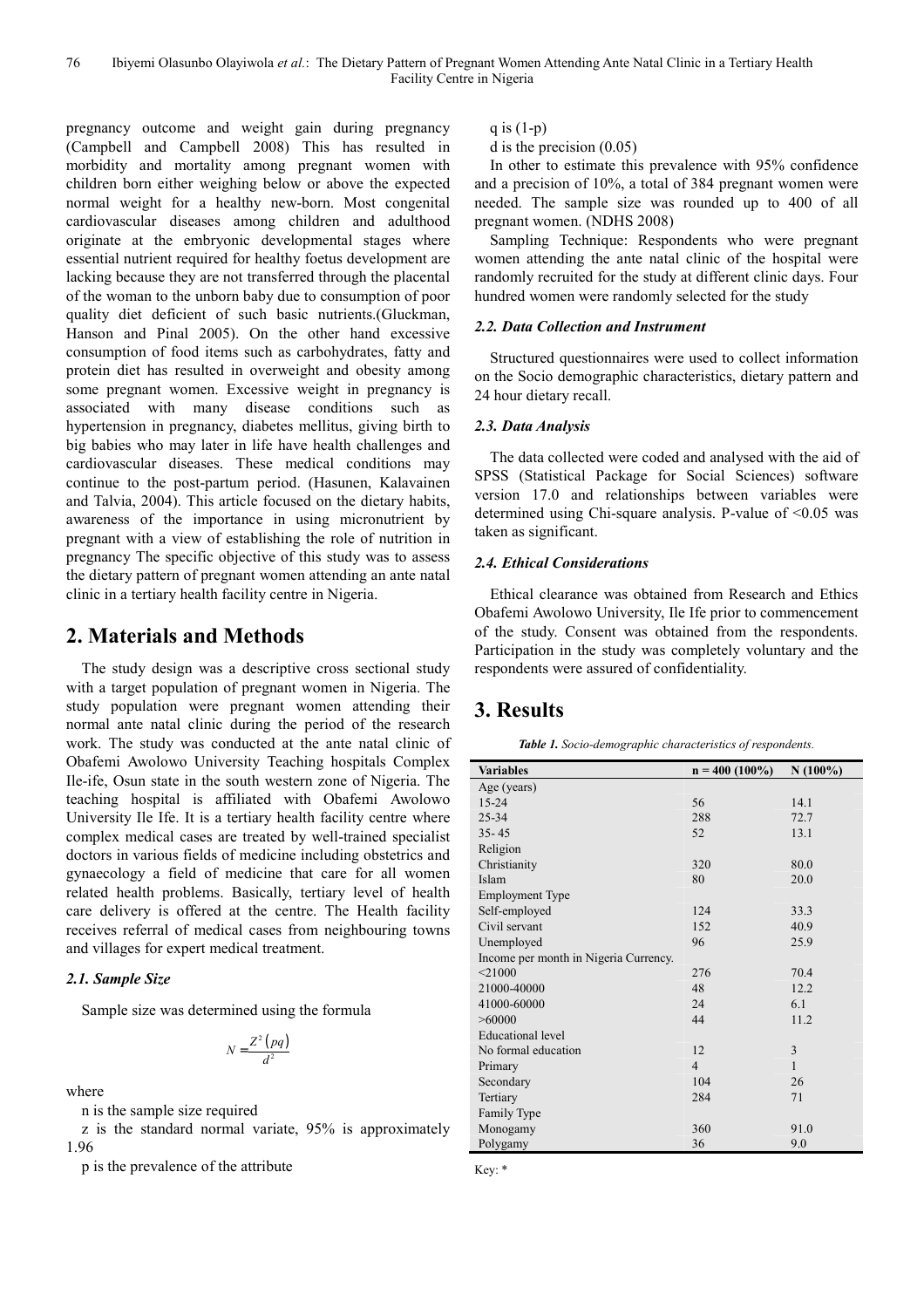pregnancy outcome and weight gain during pregnancy (Campbell and Campbell 2008) This has resulted in morbidity and mortality among pregnant women with children born either weighing below or above the expected normal weight for a healthy new-born. Most congenital cardiovascular diseases among children and adulthood originate at the embryonic developmental stages where essential nutrient required for healthy foetus development are lacking because they are not transferred through the placental of the woman to the unborn baby due to consumption of poor quality diet deficient of such basic nutrients.(Gluckman, Hanson and Pinal 2005). On the other hand excessive consumption of food items such as carbohydrates, fatty and protein diet has resulted in overweight and obesity among some pregnant women. Excessive weight in pregnancy is associated with many disease conditions such as hypertension in pregnancy, diabetes mellitus, giving birth to big babies who may later in life have health challenges and cardiovascular diseases. These medical conditions may continue to the post-partum period. (Hasunen, Kalavainen and Talvia, 2004). This article focused on the dietary habits, awareness of the importance in using micronutrient by pregnant with a view of establishing the role of nutrition in pregnancy The specific objective of this study was to assess the dietary pattern of pregnant women attending an ante natal clinic in a tertiary health facility centre in Nigeria.

## 2. Materials and Methods

The study design was a descriptive cross sectional study with a target population of pregnant women in Nigeria. The study population were pregnant women attending their normal ante natal clinic during the period of the research work. The study was conducted at the ante natal clinic of Obafemi Awolowo University Teaching hospitals Complex Ile-ife, Osun state in the south western zone of Nigeria. The teaching hospital is affiliated with Obafemi Awolowo University Ile Ife. It is a tertiary health facility centre where complex medical cases are treated by well-trained specialist doctors in various fields of medicine including obstetrics and gynaecology a field of medicine that care for all women related health problems. Basically, tertiary level of health care delivery is offered at the centre. The Health facility receives referral of medical cases from neighbouring towns and villages for expert medical treatment.

### 2.1. Sample Size

Sample size was determined using the formula

$$N = \frac{Z^2 (pq)}{d^2}$$

where

n is the sample size required

z is the standard normal variate, 95% is approximately 1.96

p is the prevalence of the attribute

q is (1-p)

d is the precision (0.05)

In other to estimate this prevalence with 95% confidence and a precision of 10%, a total of 384 pregnant women were needed. The sample size was rounded up to 400 of all pregnant women. (NDHS 2008)

Sampling Technique: Respondents who were pregnant women attending the ante natal clinic of the hospital were randomly recruited for the study at different clinic days. Four hundred women were randomly selected for the study

### 2.2. Data Collection and Instrument

Structured questionnaires were used to collect information on the Socio demographic characteristics, dietary pattern and 24 hour dietary recall.

### 2.3. Data Analysis

The data collected were coded and analysed with the aid of SPSS (Statistical Package for Social Sciences) software version 17.0 and relationships between variables were determined using Chi-square analysis. P-value of <0.05 was taken as significant.

### 2.4. Ethical Considerations

Ethical clearance was obtained from Research and Ethics Obafemi Awolowo University, Ile Ife prior to commencement of the study. Consent was obtained from the respondents. Participation in the study was completely voluntary and the respondents were assured of confidentiality.

## 3. Results

***Table 1.*** *Socio-demographic characteristics of respondents.*

| Variables | n = 400 (100%) | N (100%) |
|---|---|---|
| Age (years) | | |
| 15-24 | 56 | 14.1 |
| 25-34 | 288 | 72.7 |
| 35- 45 | 52 | 13.1 |
| Religion | | |
| Christianity | 320 | 80.0 |
| Islam | 80 | 20.0 |
| Employment Type | | |
| Self-employed | 124 | 33.3 |
| Civil servant | 152 | 40.9 |
| Unemployed | 96 | 25.9 |
| Income per month in Nigeria Currency. | | |
| <21000 | 276 | 70.4 |
| 21000-40000 | 48 | 12.2 |
| 41000-60000 | 24 | 6.1 |
| >60000 | 44 | 11.2 |
| Educational level | | |
| No formal education | 12 | 3 |
| Primary | 4 | 1 |
| Secondary | 104 | 26 |
| Tertiary | 284 | 71 |
| Family Type | | |
| Monogamy | 360 | 91.0 |
| Polygamy | 36 | 9.0 |

Key: *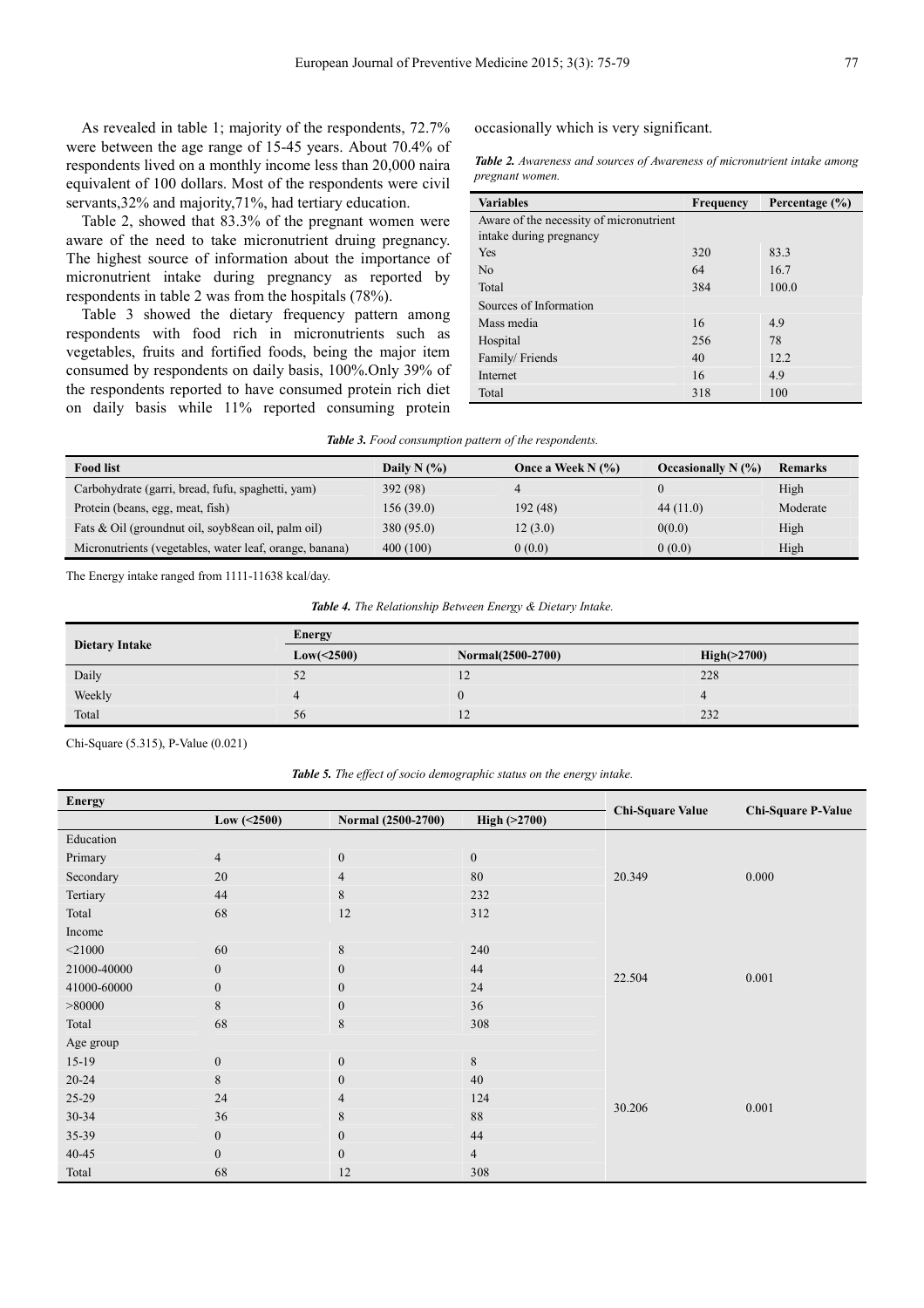As revealed in table 1; majority of the respondents, 72.7% were between the age range of 15-45 years. About 70.4% of respondents lived on a monthly income less than 20,000 naira equivalent of 100 dollars. Most of the respondents were civil servants,32% and majority,71%, had tertiary education.

Table 2, showed that 83.3% of the pregnant women were aware of the need to take micronutrient druing pregnancy. The highest source of information about the importance of micronutrient intake during pregnancy as reported by respondents in table 2 was from the hospitals (78%).

Table 3 showed the dietary frequency pattern among respondents with food rich in micronutrients such as vegetables, fruits and fortified foods, being the major item consumed by respondents on daily basis, 100%.Only 39% of the respondents reported to have consumed protein rich diet on daily basis while 11% reported consuming protein occasionally which is very significant.

***Table 2.*** *Awareness and sources of Awareness of micronutrient intake among pregnant women.*

| Variables | Frequency | Percentage (%) |
|---|---|---|
| Aware of the necessity of micronutrient intake during pregnancy | | |
| Yes | 320 | 83.3 |
| No | 64 | 16.7 |
| Total | 384 | 100.0 |
| Sources of Information | | |
| Mass media | 16 | 4.9 |
| Hospital | 256 | 78 |
| Family/ Friends | 40 | 12.2 |
| Internet | 16 | 4.9 |
| Total | 318 | 100 |

***Table 3.*** *Food consumption pattern of the respondents.*

| Food list | Daily N (%) | Once a Week N (%) | Occasionally N (%) | Remarks |
|---|---|---|---|---|
| Carbohydrate (garri, bread, fufu, spaghetti, yam) | 392 (98) | 4 | 0 | High |
| Protein (beans, egg, meat, fish) | 156 (39.0) | 192 (48) | 44 (11.0) | Moderate |
| Fats & Oil (groundnut oil, soyb8ean oil, palm oil) | 380 (95.0) | 12 (3.0) | 0(0.0) | High |
| Micronutrients (vegetables, water leaf, orange, banana) | 400 (100) | 0 (0.0) | 0 (0.0) | High |

The Energy intake ranged from 1111-11638 kcal/day.

***Table 4.*** *The Relationship Between Energy & Dietary Intake.*

| Dietary Intake | Energy | | |
|---|---|---|---|
| | Low(<2500) | Normal(2500-2700) | High(>2700) |
| Daily | 52 | 12 | 228 |
| Weekly | 4 | 0 | 4 |
| Total | 56 | 12 | 232 |

Chi-Square (5.315), P-Value (0.021)

***Table 5.*** *The effect of socio demographic status on the energy intake.*

| Energy | | | | Chi-Square Value | Chi-Square P-Value |
|---|---|---|---|---|---|
| | Low (<2500) | Normal (2500-2700) | High (>2700) | | |
| Education | | | | | |
| Primary | 4 | 0 | 0 | | |
| Secondary | 20 | 4 | 80 | 20.349 | 0.000 |
| Tertiary | 44 | 8 | 232 | | |
| Total | 68 | 12 | 312 | | |
| Income | | | | | |
| <21000 | 60 | 8 | 240 | | |
| 21000-40000 | 0 | 0 | 44 | 22.504 | 0.001 |
| 41000-60000 | 0 | 0 | 24 | | |
| >80000 | 8 | 0 | 36 | | |
| Total | 68 | 8 | 308 | | |
| Age group | | | | | |
| 15-19 | 0 | 0 | 8 | | |
| 20-24 | 8 | 0 | 40 | | |
| 25-29 | 24 | 4 | 124 | 30.206 | 0.001 |
| 30-34 | 36 | 8 | 88 | | |
| 35-39 | 0 | 0 | 44 | | |
| 40-45 | 0 | 0 | 4 | | |
| Total | 68 | 12 | 308 | | |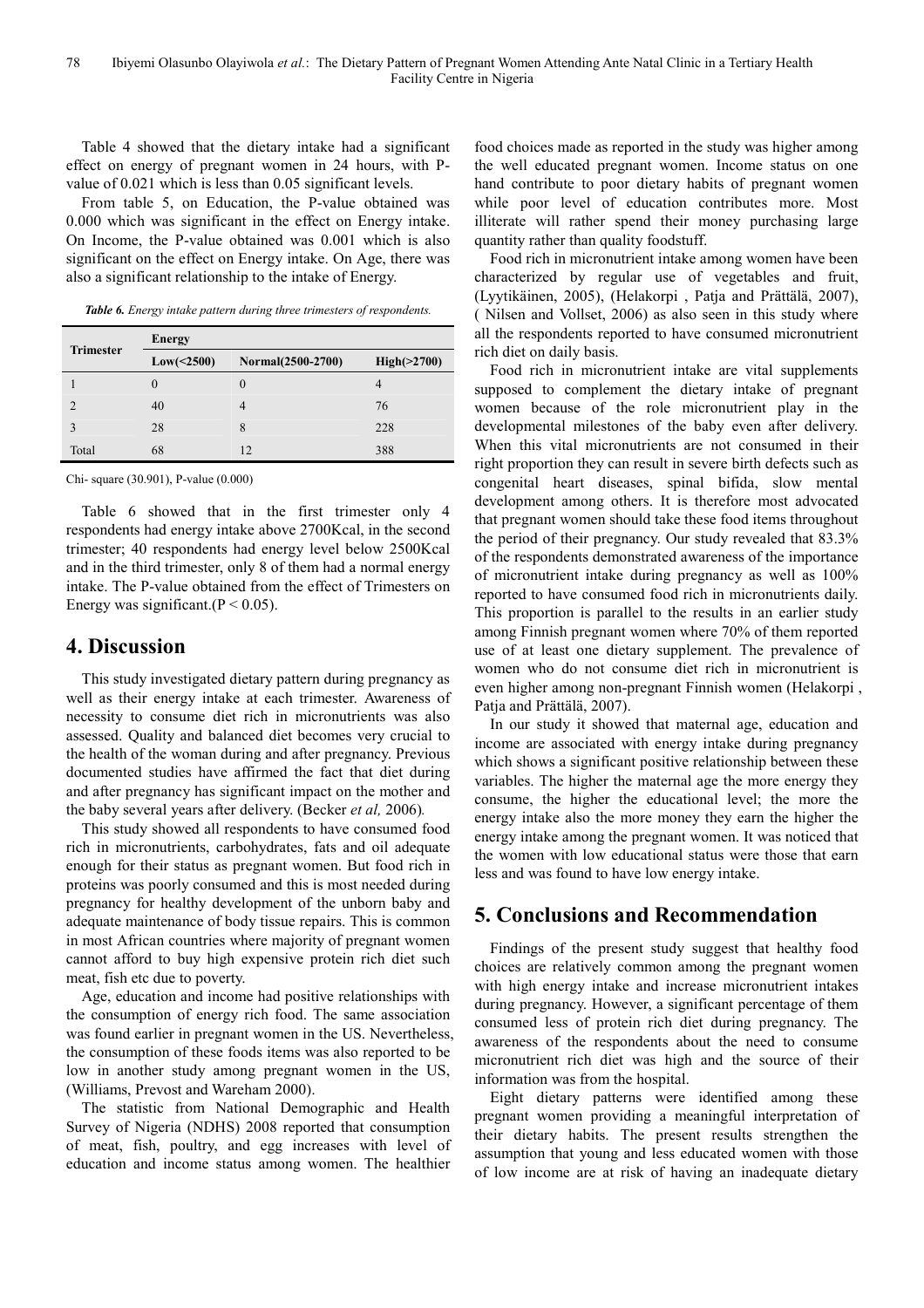Table 4 showed that the dietary intake had a significant effect on energy of pregnant women in 24 hours, with P-value of 0.021 which is less than 0.05 significant levels.

From table 5, on Education, the P-value obtained was 0.000 which was significant in the effect on Energy intake. On Income, the P-value obtained was 0.001 which is also significant on the effect on Energy intake. On Age, there was also a significant relationship to the intake of Energy.

***Table 6.*** *Energy intake pattern during three trimesters of respondents.*

| Trimester | Energy | | |
|---|---|---|---|
| | Low(<2500) | Normal(2500-2700) | High(>2700) |
| 1 | 0 | 0 | 4 |
| 2 | 40 | 4 | 76 |
| 3 | 28 | 8 | 228 |
| Total | 68 | 12 | 388 |

Chi- square (30.901), P-value (0.000)

Table 6 showed that in the first trimester only 4 respondents had energy intake above 2700Kcal, in the second trimester; 40 respondents had energy level below 2500Kcal and in the third trimester, only 8 of them had a normal energy intake. The P-value obtained from the effect of Trimesters on Energy was significant.($P < 0.05$).

## 4. Discussion

This study investigated dietary pattern during pregnancy as well as their energy intake at each trimester. Awareness of necessity to consume diet rich in micronutrients was also assessed. Quality and balanced diet becomes very crucial to the health of the woman during and after pregnancy. Previous documented studies have affirmed the fact that diet during and after pregnancy has significant impact on the mother and the baby several years after delivery. (Becker *et al,* 2006).

This study showed all respondents to have consumed food rich in micronutrients, carbohydrates, fats and oil adequate enough for their status as pregnant women. But food rich in proteins was poorly consumed and this is most needed during pregnancy for healthy development of the unborn baby and adequate maintenance of body tissue repairs. This is common in most African countries where majority of pregnant women cannot afford to buy high expensive protein rich diet such meat, fish etc due to poverty.

Age, education and income had positive relationships with the consumption of energy rich food. The same association was found earlier in pregnant women in the US. Nevertheless, the consumption of these foods items was also reported to be low in another study among pregnant women in the US, (Williams, Prevost and Wareham 2000).

The statistic from National Demographic and Health Survey of Nigeria (NDHS) 2008 reported that consumption of meat, fish, poultry, and egg increases with level of education and income status among women. The healthier food choices made as reported in the study was higher among the well educated pregnant women. Income status on one hand contribute to poor dietary habits of pregnant women while poor level of education contributes more. Most illiterate will rather spend their money purchasing large quantity rather than quality foodstuff.

Food rich in micronutrient intake among women have been characterized by regular use of vegetables and fruit, (Lyytikäinen, 2005), (Helakorpi , Patja and Prättälä, 2007), ( Nilsen and Vollset, 2006) as also seen in this study where all the respondents reported to have consumed micronutrient rich diet on daily basis.

Food rich in micronutrient intake are vital supplements supposed to complement the dietary intake of pregnant women because of the role micronutrient play in the developmental milestones of the baby even after delivery. When this vital micronutrients are not consumed in their right proportion they can result in severe birth defects such as congenital heart diseases, spinal bifida, slow mental development among others. It is therefore most advocated that pregnant women should take these food items throughout the period of their pregnancy. Our study revealed that 83.3% of the respondents demonstrated awareness of the importance of micronutrient intake during pregnancy as well as 100% reported to have consumed food rich in micronutrients daily. This proportion is parallel to the results in an earlier study among Finnish pregnant women where 70% of them reported use of at least one dietary supplement. The prevalence of women who do not consume diet rich in micronutrient is even higher among non-pregnant Finnish women (Helakorpi , Patja and Prättälä, 2007).

In our study it showed that maternal age, education and income are associated with energy intake during pregnancy which shows a significant positive relationship between these variables. The higher the maternal age the more energy they consume, the higher the educational level; the more the energy intake also the more money they earn the higher the energy intake among the pregnant women. It was noticed that the women with low educational status were those that earn less and was found to have low energy intake.

## 5. Conclusions and Recommendation

Findings of the present study suggest that healthy food choices are relatively common among the pregnant women with high energy intake and increase micronutrient intakes during pregnancy. However, a significant percentage of them consumed less of protein rich diet during pregnancy. The awareness of the respondents about the need to consume micronutrient rich diet was high and the source of their information was from the hospital.

Eight dietary patterns were identified among these pregnant women providing a meaningful interpretation of their dietary habits. The present results strengthen the assumption that young and less educated women with those of low income are at risk of having an inadequate dietary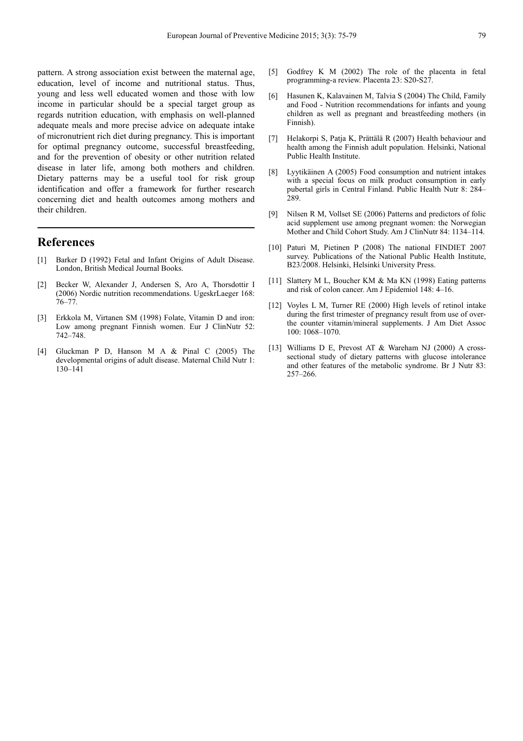pattern. A strong association exist between the maternal age, education, level of income and nutritional status. Thus, young and less well educated women and those with low income in particular should be a special target group as regards nutrition education, with emphasis on well-planned adequate meals and more precise advice on adequate intake of micronutrient rich diet during pregnancy. This is important for optimal pregnancy outcome, successful breastfeeding, and for the prevention of obesity or other nutrition related disease in later life, among both mothers and children. Dietary patterns may be a useful tool for risk group identification and offer a framework for further research concerning diet and health outcomes among mothers and their children.

## References

[1] Barker D (1992) Fetal and Infant Origins of Adult Disease. London, British Medical Journal Books.

[2] Becker W, Alexander J, Andersen S, Aro A, Thorsdottir I (2006) Nordic nutrition recommendations. UgeskrLaeger 168: 76–77.

[3] Erkkola M, Virtanen SM (1998) Folate, Vitamin D and iron: Low among pregnant Finnish women. Eur J ClinNutr 52: 742–748.

[4] Gluckman P D, Hanson M A & Pinal C (2005) The developmental origins of adult disease. Maternal Child Nutr 1: 130–141

[5] Godfrey K M (2002) The role of the placenta in fetal programming-a review. Placenta 23: S20-S27.

[6] Hasunen K, Kalavainen M, Talvia S (2004) The Child, Family and Food - Nutrition recommendations for infants and young children as well as pregnant and breastfeeding mothers (in Finnish).

[7] Helakorpi S, Patja K, Prättälä R (2007) Health behaviour and health among the Finnish adult population. Helsinki, National Public Health Institute.

[8] Lyytikäinen A (2005) Food consumption and nutrient intakes with a special focus on milk product consumption in early pubertal girls in Central Finland. Public Health Nutr 8: 284–289.

[9] Nilsen R M, Vollset SE (2006) Patterns and predictors of folic acid supplement use among pregnant women: the Norwegian Mother and Child Cohort Study. Am J ClinNutr 84: 1134–114.

[10] Paturi M, Pietinen P (2008) The national FINDIET 2007 survey. Publications of the National Public Health Institute, B23/2008. Helsinki, Helsinki University Press.

[11] Slattery M L, Boucher KM & Ma KN (1998) Eating patterns and risk of colon cancer. Am J Epidemiol 148: 4–16.

[12] Voyles L M, Turner RE (2000) High levels of retinol intake during the first trimester of pregnancy result from use of over-the counter vitamin/mineral supplements. J Am Diet Assoc 100: 1068–1070.

[13] Williams D E, Prevost AT & Wareham NJ (2000) A cross-sectional study of dietary patterns with glucose intolerance and other features of the metabolic syndrome. Br J Nutr 83: 257–266.